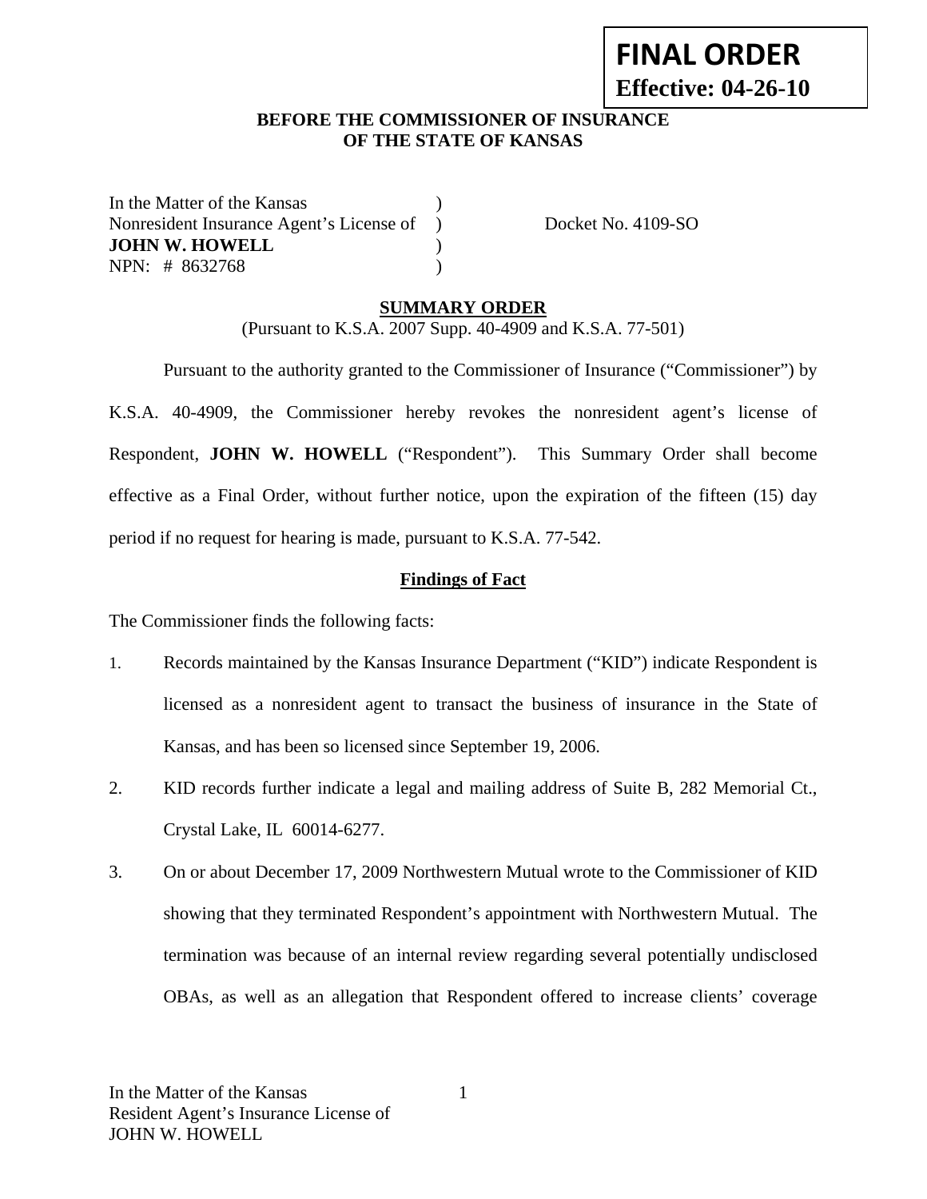**FINAL ORDER**
**Effective: 04-26-10**

**BEFORE THE COMMISSIONER OF INSURANCE**
**OF THE STATE OF KANSAS**

In the Matter of the Kansas )
Nonresident Insurance Agent's License of ) Docket No. 4109-SO
**JOHN W. HOWELL** )
NPN: # 8632768 )

**SUMMARY ORDER**

(Pursuant to K.S.A. 2007 Supp. 40-4909 and K.S.A. 77-501)

Pursuant to the authority granted to the Commissioner of Insurance ("Commissioner") by K.S.A. 40-4909, the Commissioner hereby revokes the nonresident agent's license of Respondent, **JOHN W. HOWELL** ("Respondent"). This Summary Order shall become effective as a Final Order, without further notice, upon the expiration of the fifteen (15) day period if no request for hearing is made, pursuant to K.S.A. 77-542.

**Findings of Fact**

The Commissioner finds the following facts:

1. Records maintained by the Kansas Insurance Department ("KID") indicate Respondent is licensed as a nonresident agent to transact the business of insurance in the State of Kansas, and has been so licensed since September 19, 2006.

2. KID records further indicate a legal and mailing address of Suite B, 282 Memorial Ct., Crystal Lake, IL 60014-6277.

3. On or about December 17, 2009 Northwestern Mutual wrote to the Commissioner of KID showing that they terminated Respondent's appointment with Northwestern Mutual. The termination was because of an internal review regarding several potentially undisclosed OBAs, as well as an allegation that Respondent offered to increase clients' coverage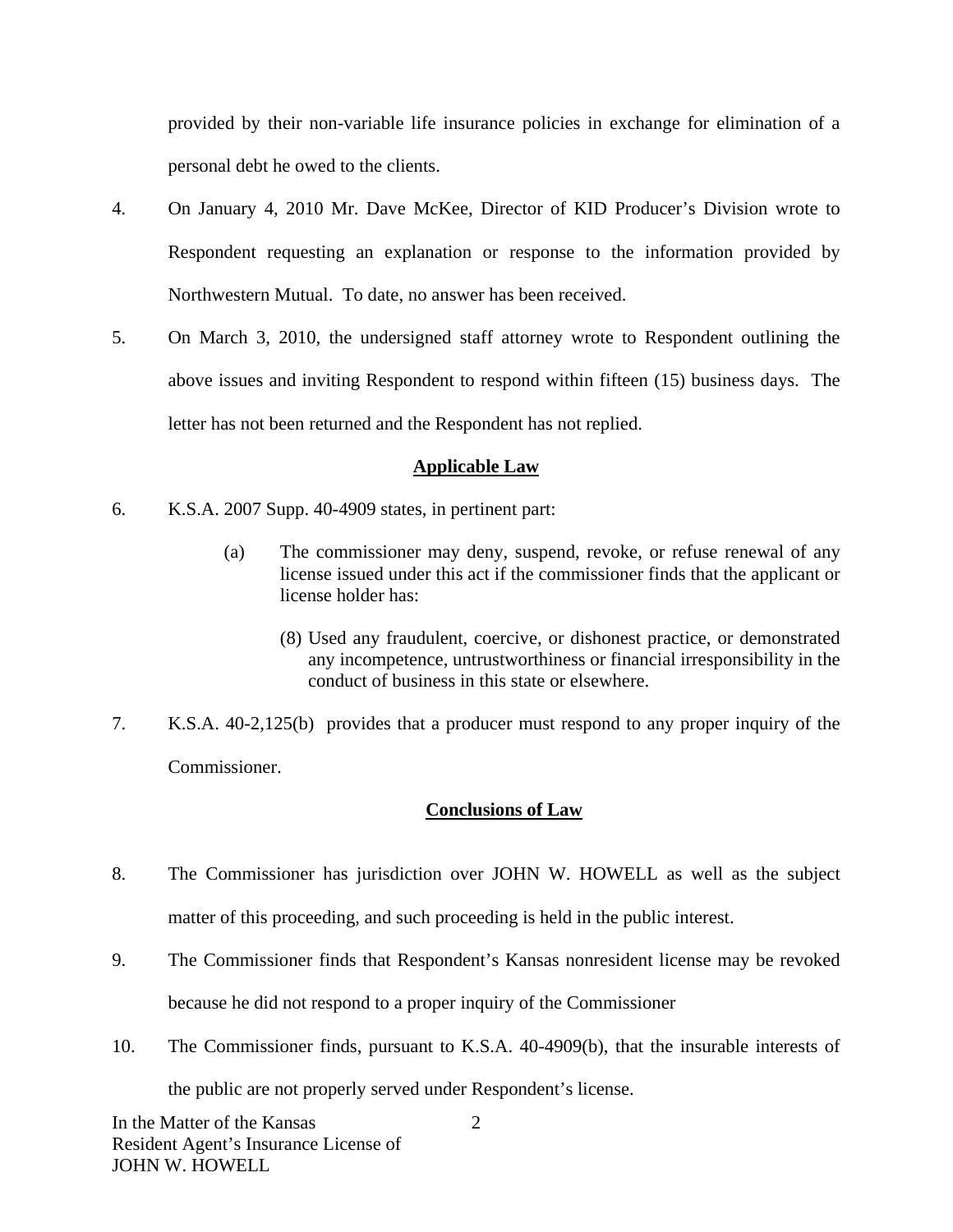provided by their non-variable life insurance policies in exchange for elimination of a personal debt he owed to the clients.

4. On January 4, 2010 Mr. Dave McKee, Director of KID Producer's Division wrote to Respondent requesting an explanation or response to the information provided by Northwestern Mutual. To date, no answer has been received.

5. On March 3, 2010, the undersigned staff attorney wrote to Respondent outlining the above issues and inviting Respondent to respond within fifteen (15) business days. The letter has not been returned and the Respondent has not replied.

## Applicable Law

6. K.S.A. 2007 Supp. 40-4909 states, in pertinent part:

   (a) The commissioner may deny, suspend, revoke, or refuse renewal of any license issued under this act if the commissioner finds that the applicant or license holder has:

   (8) Used any fraudulent, coercive, or dishonest practice, or demonstrated any incompetence, untrustworthiness or financial irresponsibility in the conduct of business in this state or elsewhere.

7. K.S.A. 40-2,125(b) provides that a producer must respond to any proper inquiry of the Commissioner.

## Conclusions of Law

8. The Commissioner has jurisdiction over JOHN W. HOWELL as well as the subject matter of this proceeding, and such proceeding is held in the public interest.

9. The Commissioner finds that Respondent's Kansas nonresident license may be revoked because he did not respond to a proper inquiry of the Commissioner

10. The Commissioner finds, pursuant to K.S.A. 40-4909(b), that the insurable interests of the public are not properly served under Respondent's license.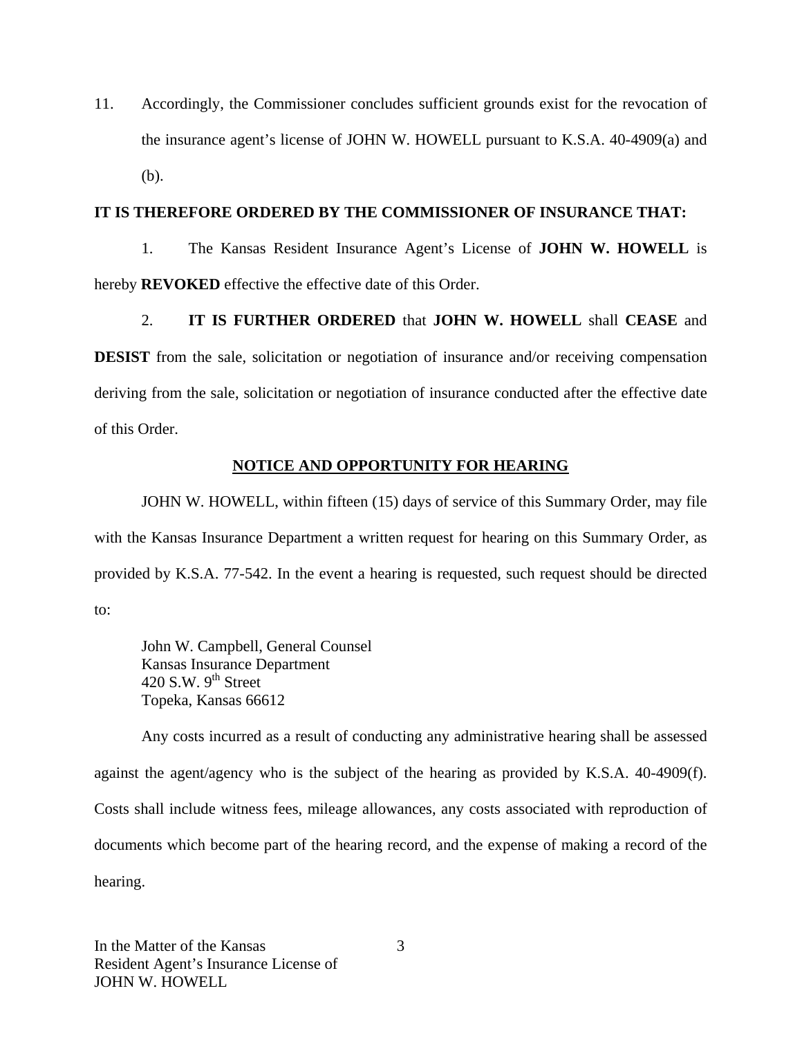11. Accordingly, the Commissioner concludes sufficient grounds exist for the revocation of the insurance agent's license of JOHN W. HOWELL pursuant to K.S.A. 40-4909(a) and (b).

**IT IS THEREFORE ORDERED BY THE COMMISSIONER OF INSURANCE THAT:**

1. The Kansas Resident Insurance Agent's License of **JOHN W. HOWELL** is hereby **REVOKED** effective the effective date of this Order.

2. **IT IS FURTHER ORDERED** that **JOHN W. HOWELL** shall **CEASE** and **DESIST** from the sale, solicitation or negotiation of insurance and/or receiving compensation deriving from the sale, solicitation or negotiation of insurance conducted after the effective date of this Order.

## NOTICE AND OPPORTUNITY FOR HEARING

JOHN W. HOWELL, within fifteen (15) days of service of this Summary Order, may file with the Kansas Insurance Department a written request for hearing on this Summary Order, as provided by K.S.A. 77-542. In the event a hearing is requested, such request should be directed to:

John W. Campbell, General Counsel
Kansas Insurance Department
420 S.W. 9th Street
Topeka, Kansas 66612

Any costs incurred as a result of conducting any administrative hearing shall be assessed against the agent/agency who is the subject of the hearing as provided by K.S.A. 40-4909(f). Costs shall include witness fees, mileage allowances, any costs associated with reproduction of documents which become part of the hearing record, and the expense of making a record of the hearing.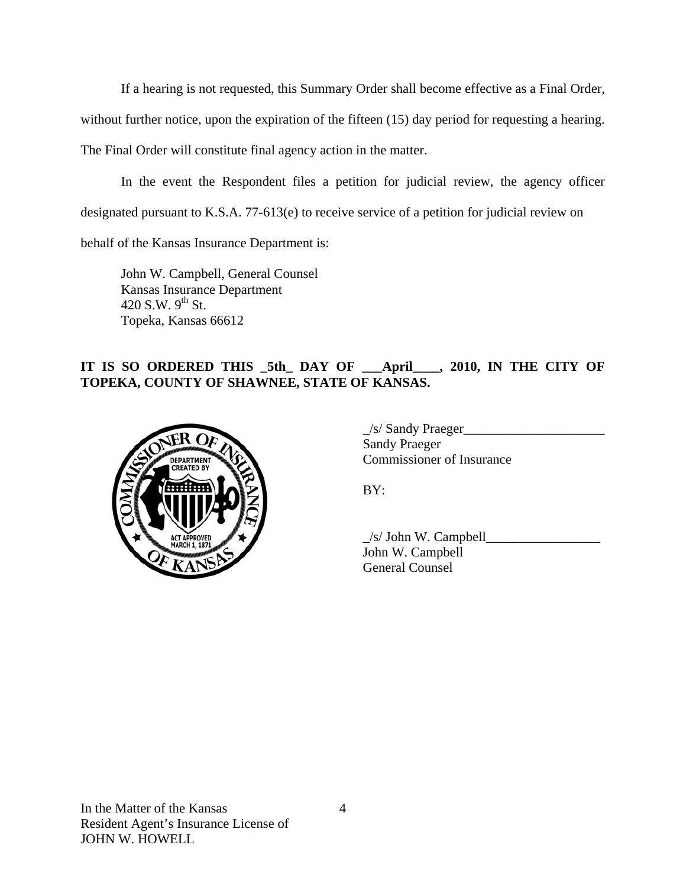If a hearing is not requested, this Summary Order shall become effective as a Final Order, without further notice, upon the expiration of the fifteen (15) day period for requesting a hearing. The Final Order will constitute final agency action in the matter.

In the event the Respondent files a petition for judicial review, the agency officer designated pursuant to K.S.A. 77-613(e) to receive service of a petition for judicial review on behalf of the Kansas Insurance Department is:

John W. Campbell, General Counsel
Kansas Insurance Department
420 S.W. 9th St.
Topeka, Kansas 66612

**IT IS SO ORDERED THIS _5th_ DAY OF ___April____, 2010, IN THE CITY OF TOPEKA, COUNTY OF SHAWNEE, STATE OF KANSAS.**

_/s/ Sandy Praeger_____________________
Sandy Praeger
Commissioner of Insurance

BY:

_/s/ John W. Campbell_________________
John W. Campbell
General Counsel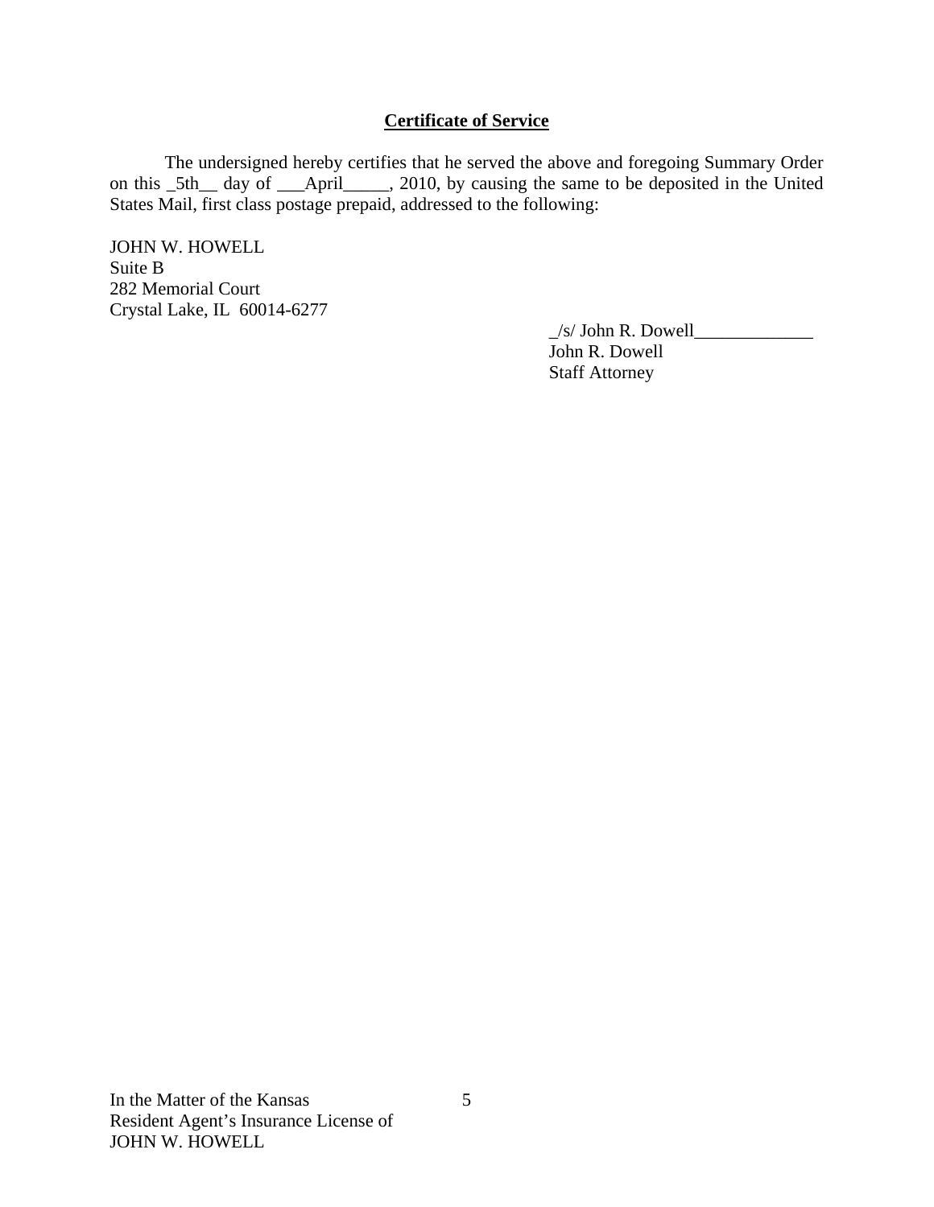**Certificate of Service**

The undersigned hereby certifies that he served the above and foregoing Summary Order on this _5th__ day of ___April_____, 2010, by causing the same to be deposited in the United States Mail, first class postage prepaid, addressed to the following:

JOHN W. HOWELL
Suite B
282 Memorial Court
Crystal Lake, IL 60014-6277

_/s/ John R. Dowell_____________
John R. Dowell
Staff Attorney